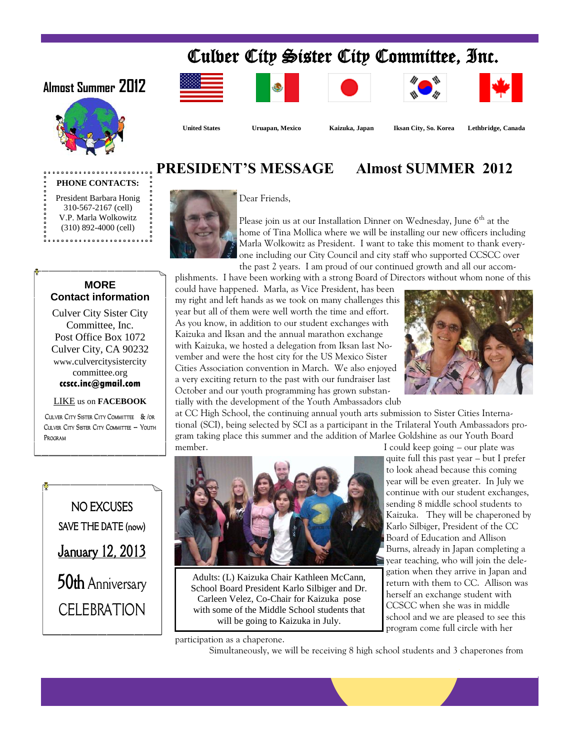# Culver City Sister City Committee, Inc.

**Almost Summer 2012**

United States | Uruapan, Mexico | Kaizuka, Japan | Iksan City, So. Korea | Lethbridge, Canada

**PHONE CONTACTS:**

President Barbara Honig
310-567-2167 (cell)
V.P. Marla Wolkowitz
(310) 892-4000 (cell)

**MORE Contact information**

Culver City Sister City Committee, Inc.
Post Office Box 1072
Culver City, CA 90232
www.culvercitysistercity committee.org
**ccscc.inc@gmail.com**

LIKE us on **FACEBOOK**

Culver City Sister City Committee & /or Culver City Sister City Committee – Youth Program

NO EXCUSES

SAVE THE DATE (now)

January 12, 2013

50th Anniversary

CELEBRATION

## PRESIDENT'S MESSAGE — Almost SUMMER 2012

Dear Friends,

Please join us at our Installation Dinner on Wednesday, June 6th at the home of Tina Mollica where we will be installing our new officers including Marla Wolkowitz as President. I want to take this moment to thank everyone including our City Council and city staff who supported CCSCC over the past 2 years. I am proud of our continued growth and all our accomplishments. I have been working with a strong Board of Directors without whom none of this could have happened. Marla, as Vice President, has been my right and left hands as we took on many challenges this year but all of them were well worth the time and effort. As you know, in addition to our student exchanges with Kaizuka and Iksan and the annual marathon exchange with Kaizuka, we hosted a delegation from Iksan last November and were the host city for the US Mexico Sister Cities Association convention in March. We also enjoyed a very exciting return to the past with our fundraiser last October and our youth programming has grown substantially with the development of the Youth Ambassadors club at CC High School, the continuing annual youth arts submission to Sister Cities International (SCI), being selected by SCI as a participant in the Trilateral Youth Ambassadors program taking place this summer and the addition of Marlee Goldshine as our Youth Board member.

I could keep going – our plate was quite full this past year – but I prefer to look ahead because this coming year will be even greater. In July we continue with our student exchanges, sending 8 middle school students to Kaizuka. They will be chaperoned by Karlo Silbiger, President of the CC Board of Education and Allison Burns, already in Japan completing a year teaching, who will join the delegation when they arrive in Japan and return with them to CC. Allison was herself an exchange student with CCSCC when she was in middle school and we are pleased to see this program come full circle with her participation as a chaperone.

Adults: (L) Kaizuka Chair Kathleen McCann, School Board President Karlo Silbiger and Dr. Carleen Velez, Co-Chair for Kaizuka pose with some of the Middle School students that will be going to Kaizuka in July.

Simultaneously, we will be receiving 8 high school students and 3 chaperones from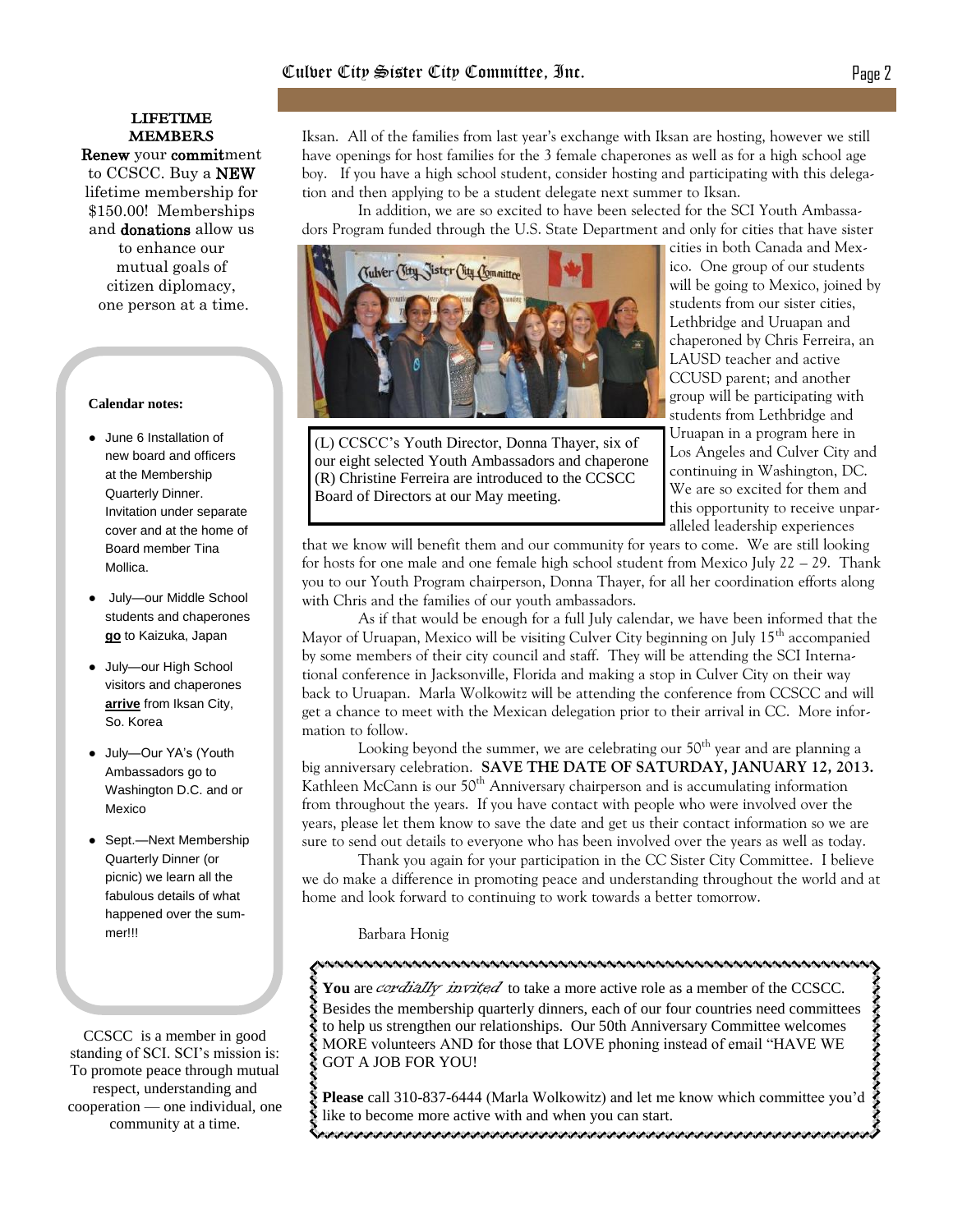**LIFETIME MEMBERS**

**Renew** your **commit**ment to CCSCC. Buy a **NEW** lifetime membership for $150.00! Memberships and **donations** allow us to enhance our mutual goals of citizen diplomacy, one person at a time.

**Calendar notes:**

- June 6 Installation of new board and officers at the Membership Quarterly Dinner. Invitation under separate cover and at the home of Board member Tina Mollica.
- July—our Middle School students and chaperones **go** to Kaizuka, Japan
- July—our High School visitors and chaperones **arrive** from Iksan City, So. Korea
- July—Our YA's (Youth Ambassadors go to Washington D.C. and or Mexico
- Sept.—Next Membership Quarterly Dinner (or picnic) we learn all the fabulous details of what happened over the summer!!!

CCSCC is a member in good standing of SCI. SCI's mission is: To promote peace through mutual respect, understanding and cooperation — one individual, one community at a time.

Iksan. All of the families from last year's exchange with Iksan are hosting, however we still have openings for host families for the 3 female chaperones as well as for a high school age boy. If you have a high school student, consider hosting and participating with this delegation and then applying to be a student delegate next summer to Iksan.

In addition, we are so excited to have been selected for the SCI Youth Ambassadors Program funded through the U.S. State Department and only for cities that have sister cities in both Canada and Mexico. One group of our students will be going to Mexico, joined by students from our sister cities, Lethbridge and Uruapan and chaperoned by Chris Ferreira, an LAUSD teacher and active CCUSD parent; and another group will be participating with students from Lethbridge and Uruapan in a program here in Los Angeles and Culver City and continuing in Washington, DC. We are so excited for them and this opportunity to receive unparalleled leadership experiences that we know will benefit them and our community for years to come. We are still looking for hosts for one male and one female high school student from Mexico July 22 – 29. Thank you to our Youth Program chairperson, Donna Thayer, for all her coordination efforts along with Chris and the families of our youth ambassadors.

(L) CCSCC's Youth Director, Donna Thayer, six of our eight selected Youth Ambassadors and chaperone (R) Christine Ferreira are introduced to the CCSCC Board of Directors at our May meeting.

As if that would be enough for a full July calendar, we have been informed that the Mayor of Uruapan, Mexico will be visiting Culver City beginning on July 15th accompanied by some members of their city council and staff. They will be attending the SCI International conference in Jacksonville, Florida and making a stop in Culver City on their way back to Uruapan. Marla Wolkowitz will be attending the conference from CCSCC and will get a chance to meet with the Mexican delegation prior to their arrival in CC. More information to follow.

Looking beyond the summer, we are celebrating our 50th year and are planning a big anniversary celebration. **SAVE THE DATE OF SATURDAY, JANUARY 12, 2013.** Kathleen McCann is our 50th Anniversary chairperson and is accumulating information from throughout the years. If you have contact with people who were involved over the years, please let them know to save the date and get us their contact information so we are sure to send out details to everyone who has been involved over the years as well as today.

Thank you again for your participation in the CC Sister City Committee. I believe we do make a difference in promoting peace and understanding throughout the world and at home and look forward to continuing to work towards a better tomorrow.

Barbara Honig

**You** are *cordially invited* to take a more active role as a member of the CCSCC. Besides the membership quarterly dinners, each of our four countries need committees to help us strengthen our relationships. Our 50th Anniversary Committee welcomes MORE volunteers AND for those that LOVE phoning instead of email "HAVE WE GOT A JOB FOR YOU!

**Please** call 310-837-6444 (Marla Wolkowitz) and let me know which committee you'd like to become more active with and when you can start.